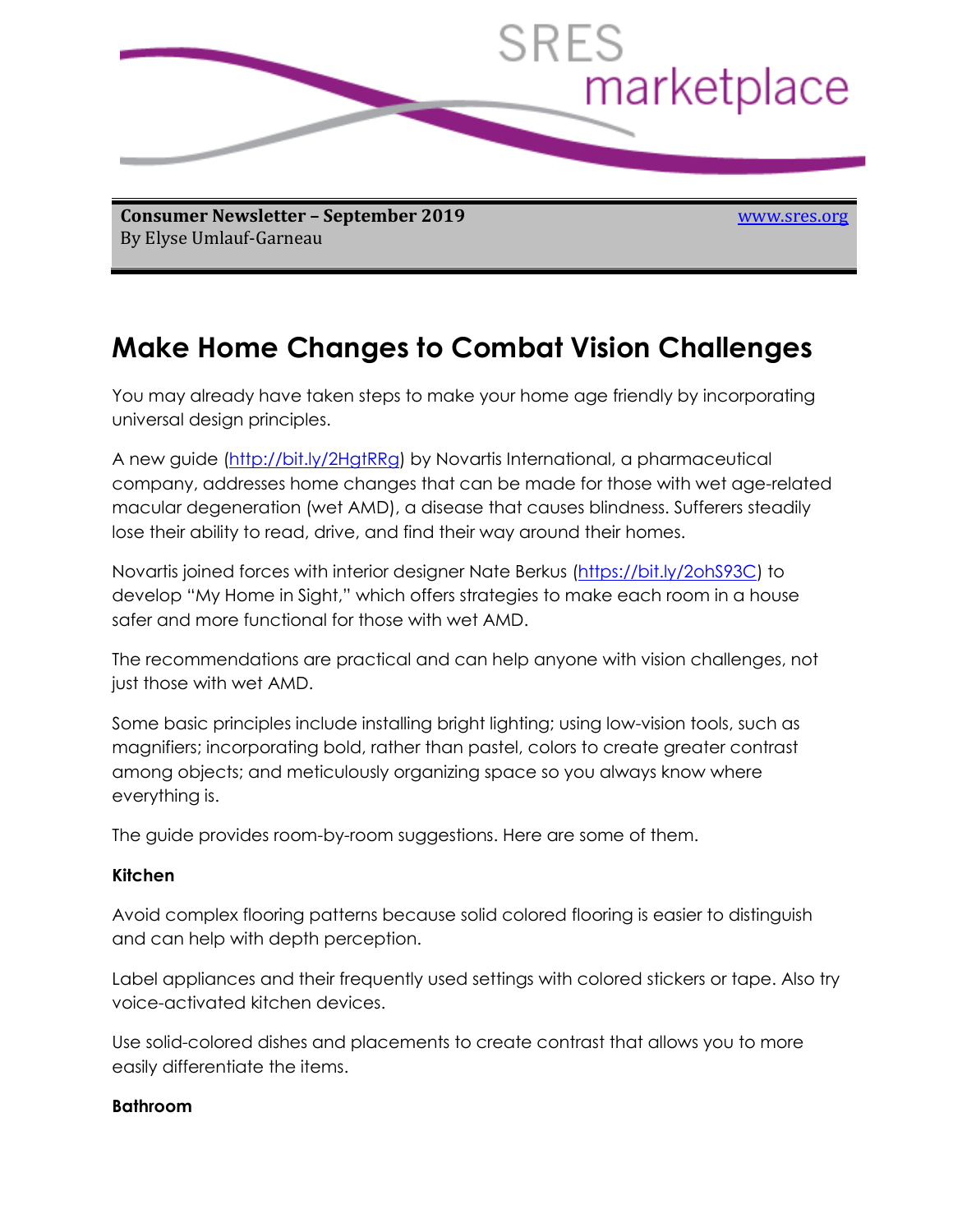SRES marketplace

**Consumer Newsletter – September 2019**
By Elyse Umlauf-Garneau

www.sres.org

# Make Home Changes to Combat Vision Challenges

You may already have taken steps to make your home age friendly by incorporating universal design principles.

A new guide (http://bit.ly/2HgtRRg) by Novartis International, a pharmaceutical company, addresses home changes that can be made for those with wet age-related macular degeneration (wet AMD), a disease that causes blindness. Sufferers steadily lose their ability to read, drive, and find their way around their homes.

Novartis joined forces with interior designer Nate Berkus (https://bit.ly/2ohS93C) to develop "My Home in Sight," which offers strategies to make each room in a house safer and more functional for those with wet AMD.

The recommendations are practical and can help anyone with vision challenges, not just those with wet AMD.

Some basic principles include installing bright lighting; using low-vision tools, such as magnifiers; incorporating bold, rather than pastel, colors to create greater contrast among objects; and meticulously organizing space so you always know where everything is.

The guide provides room-by-room suggestions. Here are some of them.

**Kitchen**

Avoid complex flooring patterns because solid colored flooring is easier to distinguish and can help with depth perception.

Label appliances and their frequently used settings with colored stickers or tape. Also try voice-activated kitchen devices.

Use solid-colored dishes and placements to create contrast that allows you to more easily differentiate the items.

**Bathroom**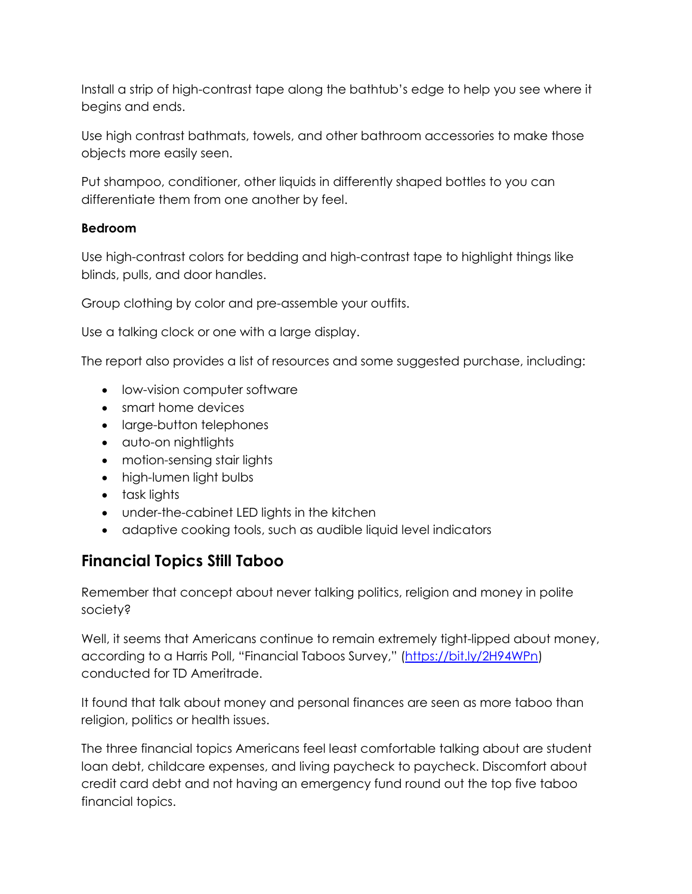Install a strip of high-contrast tape along the bathtub's edge to help you see where it begins and ends.

Use high contrast bathmats, towels, and other bathroom accessories to make those objects more easily seen.

Put shampoo, conditioner, other liquids in differently shaped bottles to you can differentiate them from one another by feel.

**Bedroom**

Use high-contrast colors for bedding and high-contrast tape to highlight things like blinds, pulls, and door handles.

Group clothing by color and pre-assemble your outfits.

Use a talking clock or one with a large display.

The report also provides a list of resources and some suggested purchase, including:

- low-vision computer software
- smart home devices
- large-button telephones
- auto-on nightlights
- motion-sensing stair lights
- high-lumen light bulbs
- task lights
- under-the-cabinet LED lights in the kitchen
- adaptive cooking tools, such as audible liquid level indicators

## Financial Topics Still Taboo

Remember that concept about never talking politics, religion and money in polite society?

Well, it seems that Americans continue to remain extremely tight-lipped about money, according to a Harris Poll, "Financial Taboos Survey," (https://bit.ly/2H94WPn) conducted for TD Ameritrade.

It found that talk about money and personal finances are seen as more taboo than religion, politics or health issues.

The three financial topics Americans feel least comfortable talking about are student loan debt, childcare expenses, and living paycheck to paycheck. Discomfort about credit card debt and not having an emergency fund round out the top five taboo financial topics.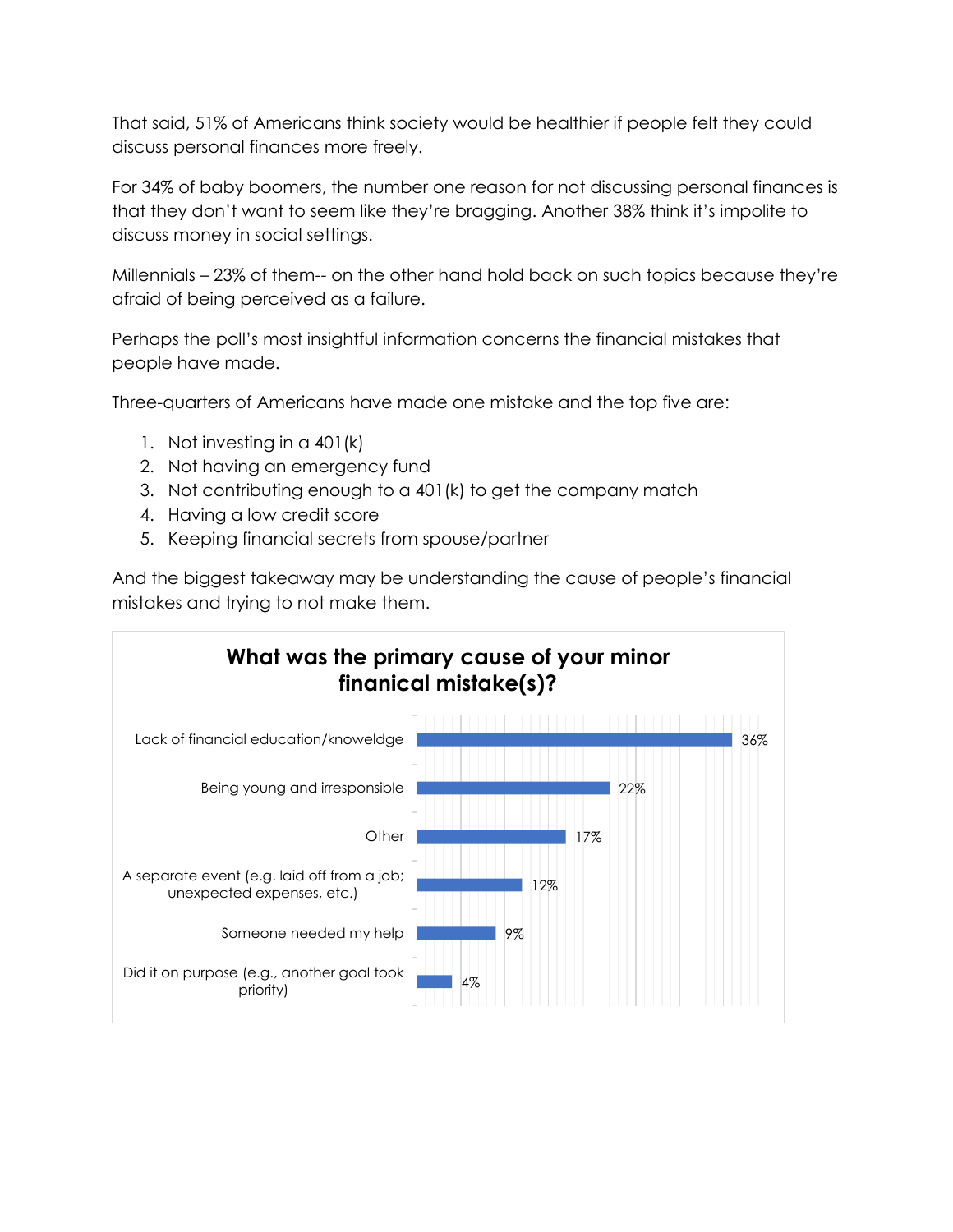That said, 51% of Americans think society would be healthier if people felt they could discuss personal finances more freely.

For 34% of baby boomers, the number one reason for not discussing personal finances is that they don't want to seem like they're bragging. Another 38% think it's impolite to discuss money in social settings.

Millennials – 23% of them-- on the other hand hold back on such topics because they're afraid of being perceived as a failure.

Perhaps the poll's most insightful information concerns the financial mistakes that people have made.

Three-quarters of Americans have made one mistake and the top five are:

1. Not investing in a 401(k)
2. Not having an emergency fund
3. Not contributing enough to a 401(k) to get the company match
4. Having a low credit score
5. Keeping financial secrets from spouse/partner

And the biggest takeaway may be understanding the cause of people's financial mistakes and trying to not make them.

**What was the primary cause of your minor finanical mistake(s)?**

| Cause | Percentage |
| --- | --- |
| Lack of financial education/knowledge | 36% |
| Being young and irresponsible | 22% |
| Other | 17% |
| A separate event (e.g. laid off from a job; unexpected expenses, etc.) | 12% |
| Someone needed my help | 9% |
| Did it on purpose (e.g., another goal took priority) | 4% |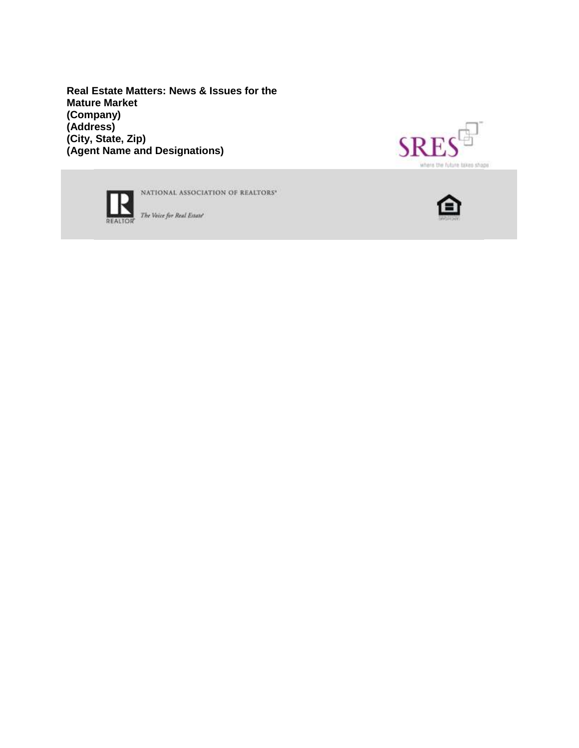**Real Estate Matters: News & Issues for the Mature Market**
**(Company)**
**(Address)**
**(City, State, Zip)**
**(Agent Name and Designations)**

SRES
where the future takes shape

NATIONAL ASSOCIATION OF REALTORS®

*The Voice for Real Estate®*